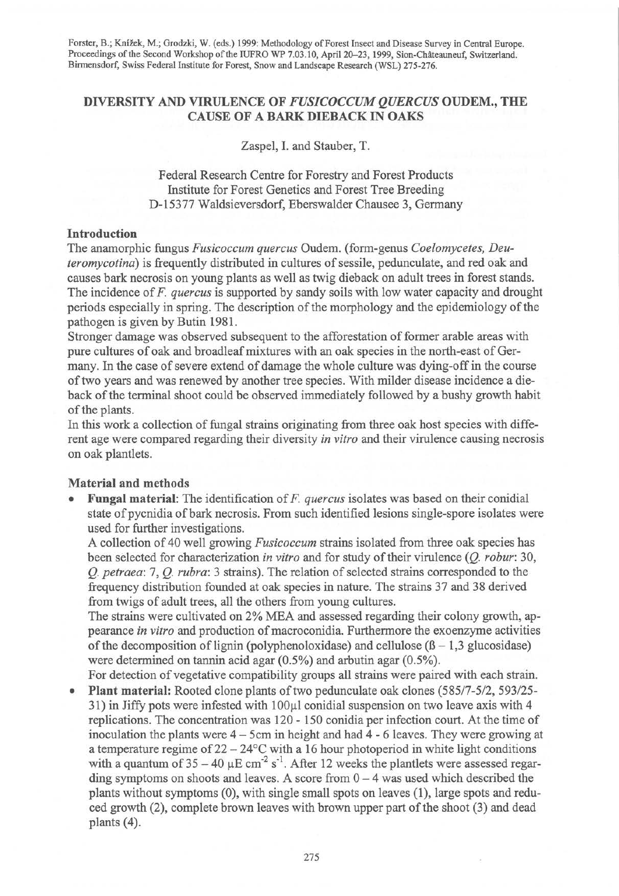Forster, B.; Knížek, M.; Grodzki, W. (eds.) 1999: Methodology of Forest Insect and Disease Survey in Central Europe. Proceedings of the Second Workshop of the IUFRO WP 7.03.10, April 20–23, 1999, Sion-Châteauneuf, Switzerland. Birmensdorf, Swiss Federal Institute for Forest, Snow and Landscape Research (WSL) 275-276.

# DIVERSITY AND VIRULENCE OF *FUSICOCCUM QUERCUS* OUDEM., THE CAUSE OF A BARK DIEBACK IN OAKS

Zaspel, I. and Stauber, T.

Federal Research Centre for Forestry and Forest Products
Institute for Forest Genetics and Forest Tree Breeding
D-15377 Waldsieversdorf, Eberswalder Chausee 3, Germany

## Introduction

The anamorphic fungus *Fusicoccum quercus* Oudem. (form-genus *Coelomycetes, Deuteromycotina*) is frequently distributed in cultures of sessile, pedunculate, and red oak and causes bark necrosis on young plants as well as twig dieback on adult trees in forest stands. The incidence of *F. quercus* is supported by sandy soils with low water capacity and drought periods especially in spring. The description of the morphology and the epidemiology of the pathogen is given by Butin 1981.

Stronger damage was observed subsequent to the afforestation of former arable areas with pure cultures of oak and broadleaf mixtures with an oak species in the north-east of Germany. In the case of severe extend of damage the whole culture was dying-off in the course of two years and was renewed by another tree species. With milder disease incidence a dieback of the terminal shoot could be observed immediately followed by a bushy growth habit of the plants.

In this work a collection of fungal strains originating from three oak host species with different age were compared regarding their diversity *in vitro* and their virulence causing necrosis on oak plantlets.

## Material and methods

- **Fungal material:** The identification of *F. quercus* isolates was based on their conidial state of pycnidia of bark necrosis. From such identified lesions single-spore isolates were used for further investigations.

  A collection of 40 well growing *Fusicoccum* strains isolated from three oak species has been selected for characterization *in vitro* and for study of their virulence (*Q. robur*: 30, *Q. petraea*: 7, *Q. rubra*: 3 strains). The relation of selected strains corresponded to the frequency distribution founded at oak species in nature. The strains 37 and 38 derived from twigs of adult trees, all the others from young cultures.

  The strains were cultivated on 2% MEA and assessed regarding their colony growth, appearance *in vitro* and production of macroconidia. Furthermore the exoenzyme activities of the decomposition of lignin (polyphenoloxidase) and cellulose (ß – 1,3 glucosidase) were determined on tannin acid agar (0.5%) and arbutin agar (0.5%).

  For detection of vegetative compatibility groups all strains were paired with each strain.

- **Plant material:** Rooted clone plants of two pedunculate oak clones (585/7-5/2, 593/25-31) in Jiffy pots were infested with 100µl conidial suspension on two leave axis with 4 replications. The concentration was 120 - 150 conidia per infection court. At the time of inoculation the plants were 4 – 5cm in height and had 4 - 6 leaves. They were growing at a temperature regime of 22 – 24°C with a 16 hour photoperiod in white light conditions with a quantum of 35 – 40 $\mu E\ cm^{-2}\ s^{-1}$. After 12 weeks the plantlets were assessed regarding symptoms on shoots and leaves. A score from 0 – 4 was used which described the plants without symptoms (0), with single small spots on leaves (1), large spots and reduced growth (2), complete brown leaves with brown upper part of the shoot (3) and dead plants (4).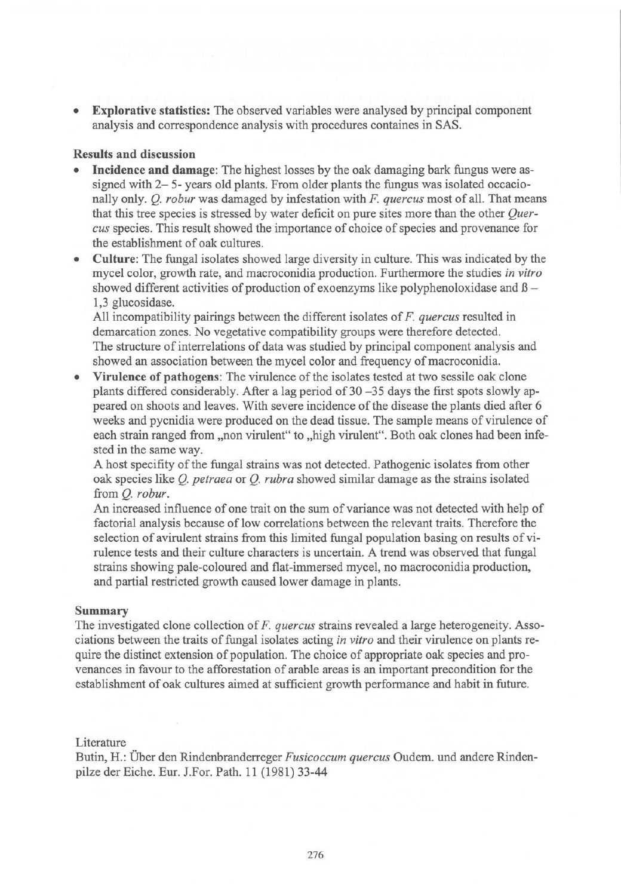- **Explorative statistics:** The observed variables were analysed by principal component analysis and correspondence analysis with procedures containes in SAS.

**Results and discussion**

- **Incidence and damage**: The highest losses by the oak damaging bark fungus were assigned with 2– 5- years old plants. From older plants the fungus was isolated occacionally only. *Q. robur* was damaged by infestation with *F. quercus* most of all. That means that this tree species is stressed by water deficit on pure sites more than the other *Quercus* species. This result showed the importance of choice of species and provenance for the establishment of oak cultures.
- **Culture**: The fungal isolates showed large diversity in culture. This was indicated by the mycel color, growth rate, and macroconidia production. Furthermore the studies *in vitro* showed different activities of production of exoenzyms like polyphenoloxidase and ß – 1,3 glucosidase.
  All incompatibility pairings between the different isolates of *F. quercus* resulted in demarcation zones. No vegetative compatibility groups were therefore detected.
  The structure of interrelations of data was studied by principal component analysis and showed an association between the mycel color and frequency of macroconidia.
- **Virulence of pathogens**: The virulence of the isolates tested at two sessile oak clone plants differed considerably. After a lag period of 30 –35 days the first spots slowly appeared on shoots and leaves. With severe incidence of the disease the plants died after 6 weeks and pycnidia were produced on the dead tissue. The sample means of virulence of each strain ranged from „non virulent" to „high virulent". Both oak clones had been infested in the same way.
  A host specifity of the fungal strains was not detected. Pathogenic isolates from other oak species like *Q. petraea* or *Q. rubra* showed similar damage as the strains isolated from *Q. robur*.
  An increased influence of one trait on the sum of variance was not detected with help of factorial analysis because of low correlations between the relevant traits. Therefore the selection of avirulent strains from this limited fungal population basing on results of virulence tests and their culture characters is uncertain. A trend was observed that fungal strains showing pale-coloured and flat-immersed mycel, no macroconidia production, and partial restricted growth caused lower damage in plants.

**Summary**

The investigated clone collection of *F. quercus* strains revealed a large heterogeneity. Associations between the traits of fungal isolates acting *in vitro* and their virulence on plants require the distinct extension of population. The choice of appropriate oak species and provenances in favour to the afforestation of arable areas is an important precondition for the establishment of oak cultures aimed at sufficient growth performance and habit in future.

Literature

Butin, H.: Über den Rindenbranderreger *Fusicoccum quercus* Oudem. und andere Rindenpilze der Eiche. Eur. J.For. Path. 11 (1981) 33-44